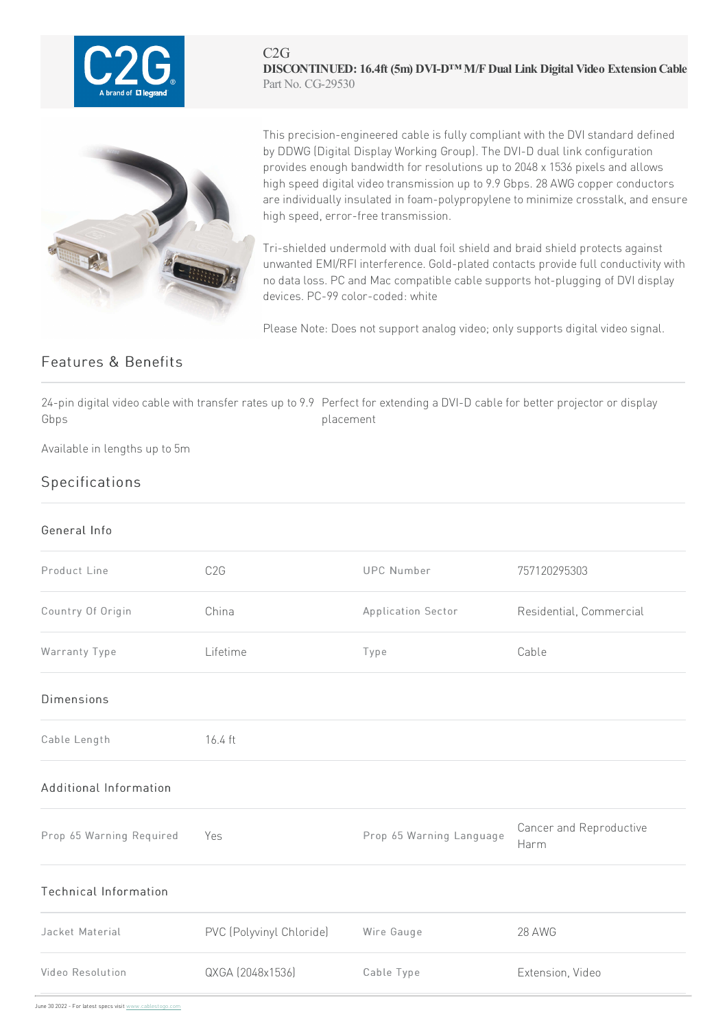C2G

**DISCONTINUED: 16.4ft (5m) DVI-D™ M/F Dual Link Digital Video Extension Cable**

Part No. CG-29530

This precision-engineered cable is fully compliant with the DVI standard defined by DDWG (Digital Display Working Group). The DVI-D dual link configuration provides enough bandwidth for resolutions up to 2048 x 1536 pixels and allows high speed digital video transmission up to 9.9 Gbps. 28 AWG copper conductors are individually insulated in foam-polypropylene to minimize crosstalk, and ensure high speed, error-free transmission.

Tri-shielded undermold with dual foil shield and braid shield protects against unwanted EMI/RFI interference. Gold-plated contacts provide full conductivity with no data loss. PC and Mac compatible cable supports hot-plugging of DVI display devices. PC-99 color-coded: white

Please Note: Does not support analog video; only supports digital video signal.

## Features & Benefits

24-pin digital video cable with transfer rates up to 9.9 Gbps

Perfect for extending a DVI-D cable for better projector or display placement

Available in lengths up to 5m

## Specifications

### General Info

| | | | |
|---|---|---|---|
| Product Line | C2G | UPC Number | 757120295303 |
| Country Of Origin | China | Application Sector | Residential, Commercial |
| Warranty Type | Lifetime | Type | Cable |

### Dimensions

| | |
|---|---|
| Cable Length | 16.4 ft |

### Additional Information

| | | | |
|---|---|---|---|
| Prop 65 Warning Required | Yes | Prop 65 Warning Language | Cancer and Reproductive Harm |

### Technical Information

| | | | |
|---|---|---|---|
| Jacket Material | PVC (Polyvinyl Chloride) | Wire Gauge | 28 AWG |
| Video Resolution | QXGA (2048x1536) | Cable Type | Extension, Video |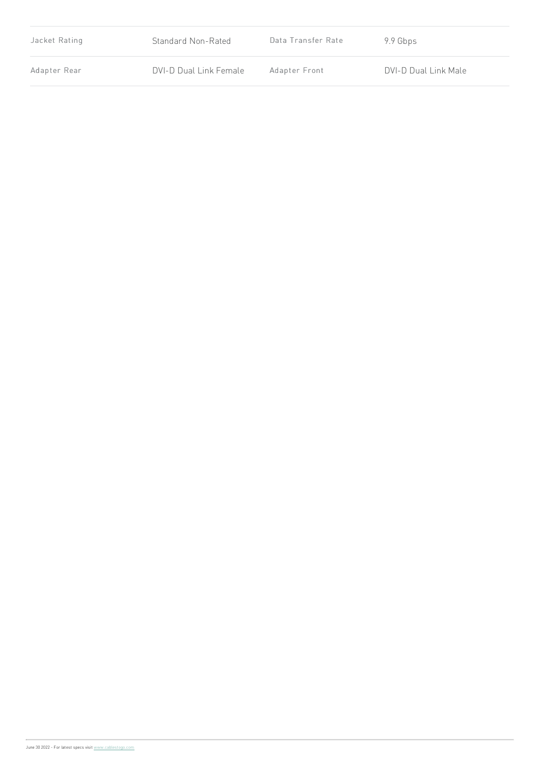| | | | |
|---|---|---|---|
| Jacket Rating | Standard Non-Rated | Data Transfer Rate | 9.9 Gbps |
| Adapter Rear | DVI-D Dual Link Female | Adapter Front | DVI-D Dual Link Male |

June 30 2022 - For latest specs visit www.cablestogo.com